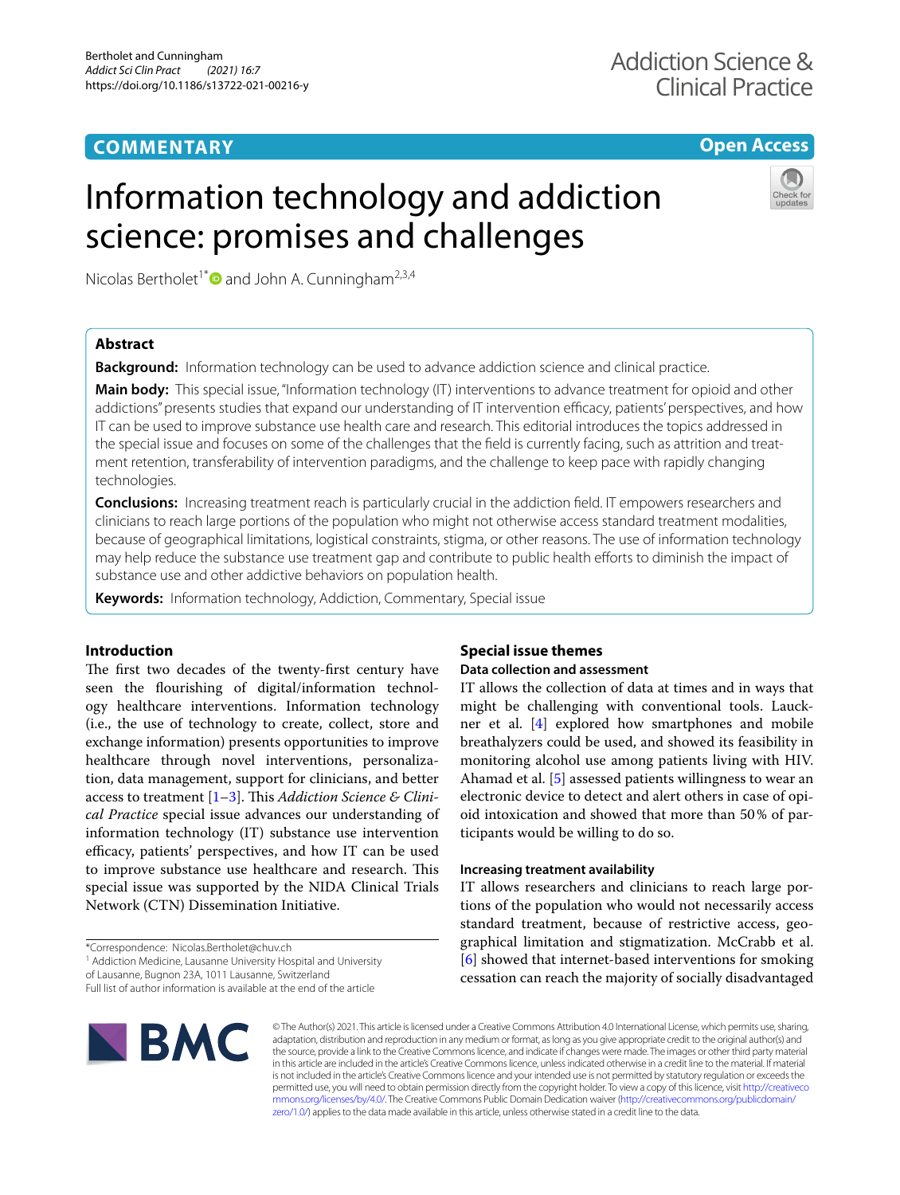COMMENTARY

Open Access

# Information technology and addiction science: promises and challenges

Nicolas Bertholet[1*] and John A. Cunningham[2,3,4]

## Abstract

**Background:** Information technology can be used to advance addiction science and clinical practice.

**Main body:** This special issue, "Information technology (IT) interventions to advance treatment for opioid and other addictions" presents studies that expand our understanding of IT intervention efficacy, patients' perspectives, and how IT can be used to improve substance use health care and research. This editorial introduces the topics addressed in the special issue and focuses on some of the challenges that the field is currently facing, such as attrition and treatment retention, transferability of intervention paradigms, and the challenge to keep pace with rapidly changing technologies.

**Conclusions:** Increasing treatment reach is particularly crucial in the addiction field. IT empowers researchers and clinicians to reach large portions of the population who might not otherwise access standard treatment modalities, because of geographical limitations, logistical constraints, stigma, or other reasons. The use of information technology may help reduce the substance use treatment gap and contribute to public health efforts to diminish the impact of substance use and other addictive behaviors on population health.

**Keywords:** Information technology, Addiction, Commentary, Special issue

## Introduction

The first two decades of the twenty-first century have seen the flourishing of digital/information technology healthcare interventions. Information technology (i.e., the use of technology to create, collect, store and exchange information) presents opportunities to improve healthcare through novel interventions, personalization, data management, support for clinicians, and better access to treatment [1–3]. This *Addiction Science & Clinical Practice* special issue advances our understanding of information technology (IT) substance use intervention efficacy, patients' perspectives, and how IT can be used to improve substance use healthcare and research. This special issue was supported by the NIDA Clinical Trials Network (CTN) Dissemination Initiative.

## Special issue themes

### Data collection and assessment

IT allows the collection of data at times and in ways that might be challenging with conventional tools. Lauckner et al. [4] explored how smartphones and mobile breathalyzers could be used, and showed their feasibility in monitoring alcohol use among patients living with HIV. Ahamad et al. [5] assessed patients willingness to wear an electronic device to detect and alert others in case of opioid intoxication and showed that more than 50% of participants would be willing to do so.

### Increasing treatment availability

IT allows researchers and clinicians to reach large portions of the population who would not necessarily access standard treatment, because of restrictive access, geographical limitation and stigmatization. McCrabb et al. [6] showed that internet-based interventions for smoking cessation can reach the majority of socially disadvantaged

*Correspondence: Nicolas.Bertholet@chuv.ch
[1] Addiction Medicine, Lausanne University Hospital and University of Lausanne, Bugnon 23A, 1011 Lausanne, Switzerland
Full list of author information is available at the end of the article

© The Author(s) 2021. This article is licensed under a Creative Commons Attribution 4.0 International License, which permits use, sharing, adaptation, distribution and reproduction in any medium or format, as long as you give appropriate credit to the original author(s) and the source, provide a link to the Creative Commons licence, and indicate if changes were made. The images or other third party material in this article are included in the article's Creative Commons licence, unless indicated otherwise in a credit line to the material. If material is not included in the article's Creative Commons licence and your intended use is not permitted by statutory regulation or exceeds the permitted use, you will need to obtain permission directly from the copyright holder. To view a copy of this licence, visit http://creativecommons.org/licenses/by/4.0/. The Creative Commons Public Domain Dedication waiver (http://creativecommons.org/publicdomain/zero/1.0/) applies to the data made available in this article, unless otherwise stated in a credit line to the data.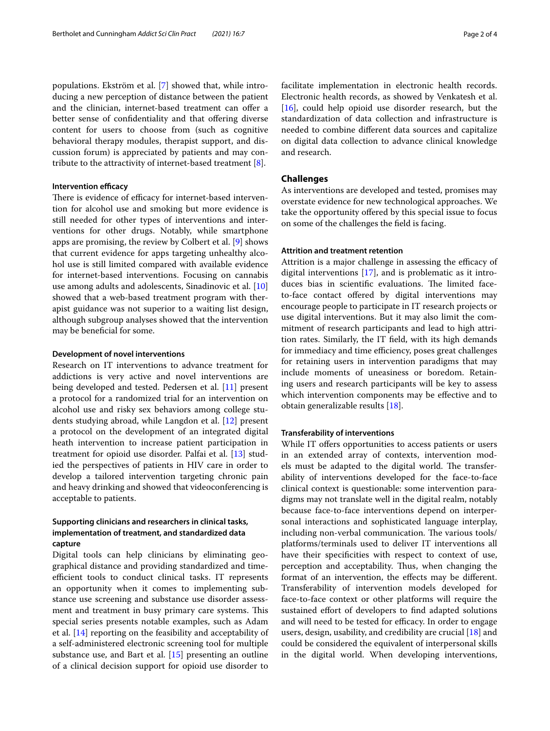populations. Ekström et al. [7] showed that, while introducing a new perception of distance between the patient and the clinician, internet-based treatment can offer a better sense of confidentiality and that offering diverse content for users to choose from (such as cognitive behavioral therapy modules, therapist support, and discussion forum) is appreciated by patients and may contribute to the attractivity of internet-based treatment [8].

#### Intervention efficacy

There is evidence of efficacy for internet-based intervention for alcohol use and smoking but more evidence is still needed for other types of interventions and interventions for other drugs. Notably, while smartphone apps are promising, the review by Colbert et al. [9] shows that current evidence for apps targeting unhealthy alcohol use is still limited compared with available evidence for internet-based interventions. Focusing on cannabis use among adults and adolescents, Sinadinovic et al. [10] showed that a web-based treatment program with therapist guidance was not superior to a waiting list design, although subgroup analyses showed that the intervention may be beneficial for some.

#### Development of novel interventions

Research on IT interventions to advance treatment for addictions is very active and novel interventions are being developed and tested. Pedersen et al. [11] present a protocol for a randomized trial for an intervention on alcohol use and risky sex behaviors among college students studying abroad, while Langdon et al. [12] present a protocol on the development of an integrated digital heath intervention to increase patient participation in treatment for opioid use disorder. Palfai et al. [13] studied the perspectives of patients in HIV care in order to develop a tailored intervention targeting chronic pain and heavy drinking and showed that videoconferencing is acceptable to patients.

#### Supporting clinicians and researchers in clinical tasks, implementation of treatment, and standardized data capture

Digital tools can help clinicians by eliminating geographical distance and providing standardized and time-efficient tools to conduct clinical tasks. IT represents an opportunity when it comes to implementing substance use screening and substance use disorder assessment and treatment in busy primary care systems. This special series presents notable examples, such as Adam et al. [14] reporting on the feasibility and acceptability of a self-administered electronic screening tool for multiple substance use, and Bart et al. [15] presenting an outline of a clinical decision support for opioid use disorder to facilitate implementation in electronic health records. Electronic health records, as showed by Venkatesh et al. [16], could help opioid use disorder research, but the standardization of data collection and infrastructure is needed to combine different data sources and capitalize on digital data collection to advance clinical knowledge and research.

### Challenges

As interventions are developed and tested, promises may overstate evidence for new technological approaches. We take the opportunity offered by this special issue to focus on some of the challenges the field is facing.

#### Attrition and treatment retention

Attrition is a major challenge in assessing the efficacy of digital interventions [17], and is problematic as it introduces bias in scientific evaluations. The limited face-to-face contact offered by digital interventions may encourage people to participate in IT research projects or use digital interventions. But it may also limit the commitment of research participants and lead to high attrition rates. Similarly, the IT field, with its high demands for immediacy and time efficiency, poses great challenges for retaining users in intervention paradigms that may include moments of uneasiness or boredom. Retaining users and research participants will be key to assess which intervention components may be effective and to obtain generalizable results [18].

#### Transferability of interventions

While IT offers opportunities to access patients or users in an extended array of contexts, intervention models must be adapted to the digital world. The transferability of interventions developed for the face-to-face clinical context is questionable: some intervention paradigms may not translate well in the digital realm, notably because face-to-face interventions depend on interpersonal interactions and sophisticated language interplay, including non-verbal communication. The various tools/platforms/terminals used to deliver IT interventions all have their specificities with respect to context of use, perception and acceptability. Thus, when changing the format of an intervention, the effects may be different. Transferability of intervention models developed for face-to-face context or other platforms will require the sustained effort of developers to find adapted solutions and will need to be tested for efficacy. In order to engage users, design, usability, and credibility are crucial [18] and could be considered the equivalent of interpersonal skills in the digital world. When developing interventions,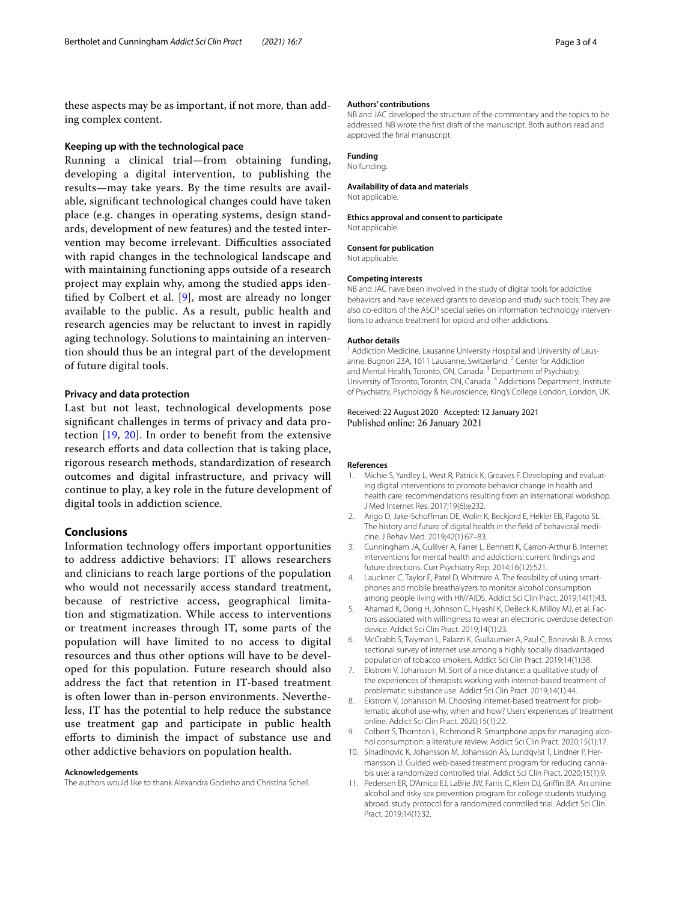these aspects may be as important, if not more, than adding complex content.

### Keeping up with the technological pace

Running a clinical trial—from obtaining funding, developing a digital intervention, to publishing the results—may take years. By the time results are available, significant technological changes could have taken place (e.g. changes in operating systems, design standards, development of new features) and the tested intervention may become irrelevant. Difficulties associated with rapid changes in the technological landscape and with maintaining functioning apps outside of a research project may explain why, among the studied apps identified by Colbert et al. [9], most are already no longer available to the public. As a result, public health and research agencies may be reluctant to invest in rapidly aging technology. Solutions to maintaining an intervention should thus be an integral part of the development of future digital tools.

### Privacy and data protection

Last but not least, technological developments pose significant challenges in terms of privacy and data protection [19, 20]. In order to benefit from the extensive research efforts and data collection that is taking place, rigorous research methods, standardization of research outcomes and digital infrastructure, and privacy will continue to play, a key role in the future development of digital tools in addiction science.

## Conclusions

Information technology offers important opportunities to address addictive behaviors: IT allows researchers and clinicians to reach large portions of the population who would not necessarily access standard treatment, because of restrictive access, geographical limitation and stigmatization. While access to interventions or treatment increases through IT, some parts of the population will have limited to no access to digital resources and thus other options will have to be developed for this population. Future research should also address the fact that retention in IT-based treatment is often lower than in-person environments. Nevertheless, IT has the potential to help reduce the substance use treatment gap and participate in public health efforts to diminish the impact of substance use and other addictive behaviors on population health.

#### Acknowledgements

The authors would like to thank Alexandra Godinho and Christina Schell.

#### Authors' contributions

NB and JAC developed the structure of the commentary and the topics to be addressed. NB wrote the first draft of the manuscript. Both authors read and approved the final manuscript.

#### Funding

No funding.

#### Availability of data and materials

Not applicable.

#### Ethics approval and consent to participate

Not applicable.

#### Consent for publication

Not applicable.

#### Competing interests

NB and JAC have been involved in the study of digital tools for addictive behaviors and have received grants to develop and study such tools. They are also co-editors of the ASCP special series on information technology interventions to advance treatment for opioid and other addictions.

#### Author details

[1] Addiction Medicine, Lausanne University Hospital and University of Lausanne, Bugnon 23A, 1011 Lausanne, Switzerland. [2] Center for Addiction and Mental Health, Toronto, ON, Canada. [3] Department of Psychiatry, University of Toronto, Toronto, ON, Canada. [4] Addictions Department, Institute of Psychiatry, Psychology & Neuroscience, King's College London, London, UK.

Received: 22 August 2020 Accepted: 12 January 2021
Published online: 26 January 2021

#### References

1. Michie S, Yardley L, West R, Patrick K, Greaves F. Developing and evaluating digital interventions to promote behavior change in health and health care: recommendations resulting from an international workshop. J Med Internet Res. 2017;19(6):e232.
2. Arigo D, Jake-Schoffman DE, Wolin K, Beckjord E, Hekler EB, Pagoto SL. The history and future of digital health in the field of behavioral medicine. J Behav Med. 2019;42(1):67–83.
3. Cunningham JA, Gulliver A, Farrer L, Bennett K, Carron-Arthur B. Internet interventions for mental health and addictions: current findings and future directions. Curr Psychiatry Rep. 2014;16(12):521.
4. Lauckner C, Taylor E, Patel D, Whitmire A. The feasibility of using smartphones and mobile breathalyzers to monitor alcohol consumption among people living with HIV/AIDS. Addict Sci Clin Pract. 2019;14(1):43.
5. Ahamad K, Dong H, Johnson C, Hyashi K, DeBeck K, Milloy MJ, et al. Factors associated with willingness to wear an electronic overdose detection device. Addict Sci Clin Pract. 2019;14(1):23.
6. McCrabb S, Twyman L, Palazzi K, Guillaumier A, Paul C, Bonevski B. A cross sectional survey of internet use among a highly socially disadvantaged population of tobacco smokers. Addict Sci Clin Pract. 2019;14(1):38.
7. Ekstrom V, Johansson M. Sort of a nice distance: a qualitative study of the experiences of therapists working with internet-based treatment of problematic substance use. Addict Sci Clin Pract. 2019;14(1):44.
8. Ekstrom V, Johansson M. Choosing internet-based treatment for problematic alcohol use-why, when and how? Users' experiences of treatment online. Addict Sci Clin Pract. 2020;15(1):22.
9. Colbert S, Thornton L, Richmond R. Smartphone apps for managing alcohol consumption: a literature review. Addict Sci Clin Pract. 2020;15(1):17.
10. Sinadinovic K, Johansson M, Johansson AS, Lundqvist T, Lindner P, Hermansson U. Guided web-based treatment program for reducing cannabis use: a randomized controlled trial. Addict Sci Clin Pract. 2020;15(1):9.
11. Pedersen ER, D'Amico EJ, LaBrie JW, Farris C, Klein DJ, Griffin BA. An online alcohol and risky sex prevention program for college students studying abroad: study protocol for a randomized controlled trial. Addict Sci Clin Pract. 2019;14(1):32.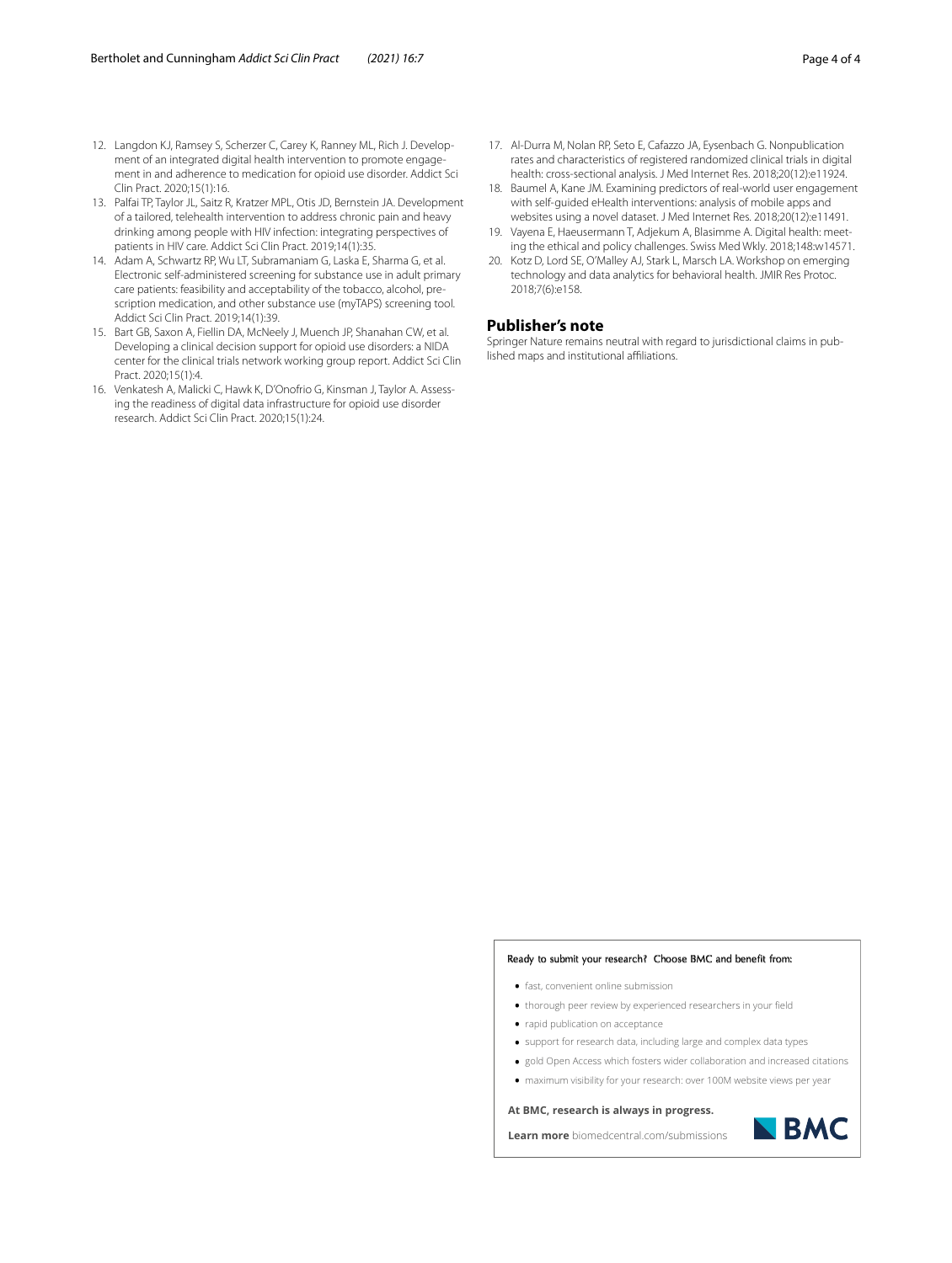12. Langdon KJ, Ramsey S, Scherzer C, Carey K, Ranney ML, Rich J. Development of an integrated digital health intervention to promote engagement in and adherence to medication for opioid use disorder. Addict Sci Clin Pract. 2020;15(1):16.
13. Palfai TP, Taylor JL, Saitz R, Kratzer MPL, Otis JD, Bernstein JA. Development of a tailored, telehealth intervention to address chronic pain and heavy drinking among people with HIV infection: integrating perspectives of patients in HIV care. Addict Sci Clin Pract. 2019;14(1):35.
14. Adam A, Schwartz RP, Wu LT, Subramaniam G, Laska E, Sharma G, et al. Electronic self-administered screening for substance use in adult primary care patients: feasibility and acceptability of the tobacco, alcohol, prescription medication, and other substance use (myTAPS) screening tool. Addict Sci Clin Pract. 2019;14(1):39.
15. Bart GB, Saxon A, Fiellin DA, McNeely J, Muench JP, Shanahan CW, et al. Developing a clinical decision support for opioid use disorders: a NIDA center for the clinical trials network working group report. Addict Sci Clin Pract. 2020;15(1):4.
16. Venkatesh A, Malicki C, Hawk K, D'Onofrio G, Kinsman J, Taylor A. Assessing the readiness of digital data infrastructure for opioid use disorder research. Addict Sci Clin Pract. 2020;15(1):24.
17. Al-Durra M, Nolan RP, Seto E, Cafazzo JA, Eysenbach G. Nonpublication rates and characteristics of registered randomized clinical trials in digital health: cross-sectional analysis. J Med Internet Res. 2018;20(12):e11924.
18. Baumel A, Kane JM. Examining predictors of real-world user engagement with self-guided eHealth interventions: analysis of mobile apps and websites using a novel dataset. J Med Internet Res. 2018;20(12):e11491.
19. Vayena E, Haeusermann T, Adjekum A, Blasimme A. Digital health: meeting the ethical and policy challenges. Swiss Med Wkly. 2018;148:w14571.
20. Kotz D, Lord SE, O'Malley AJ, Stark L, Marsch LA. Workshop on emerging technology and data analytics for behavioral health. JMIR Res Protoc. 2018;7(6):e158.

## Publisher's note

Springer Nature remains neutral with regard to jurisdictional claims in published maps and institutional affiliations.

Ready to submit your research? Choose BMC and benefit from:

- fast, convenient online submission
- thorough peer review by experienced researchers in your field
- rapid publication on acceptance
- support for research data, including large and complex data types
- gold Open Access which fosters wider collaboration and increased citations
- maximum visibility for your research: over 100M website views per year

**At BMC, research is always in progress.**

**Learn more** biomedcentral.com/submissions

BMC